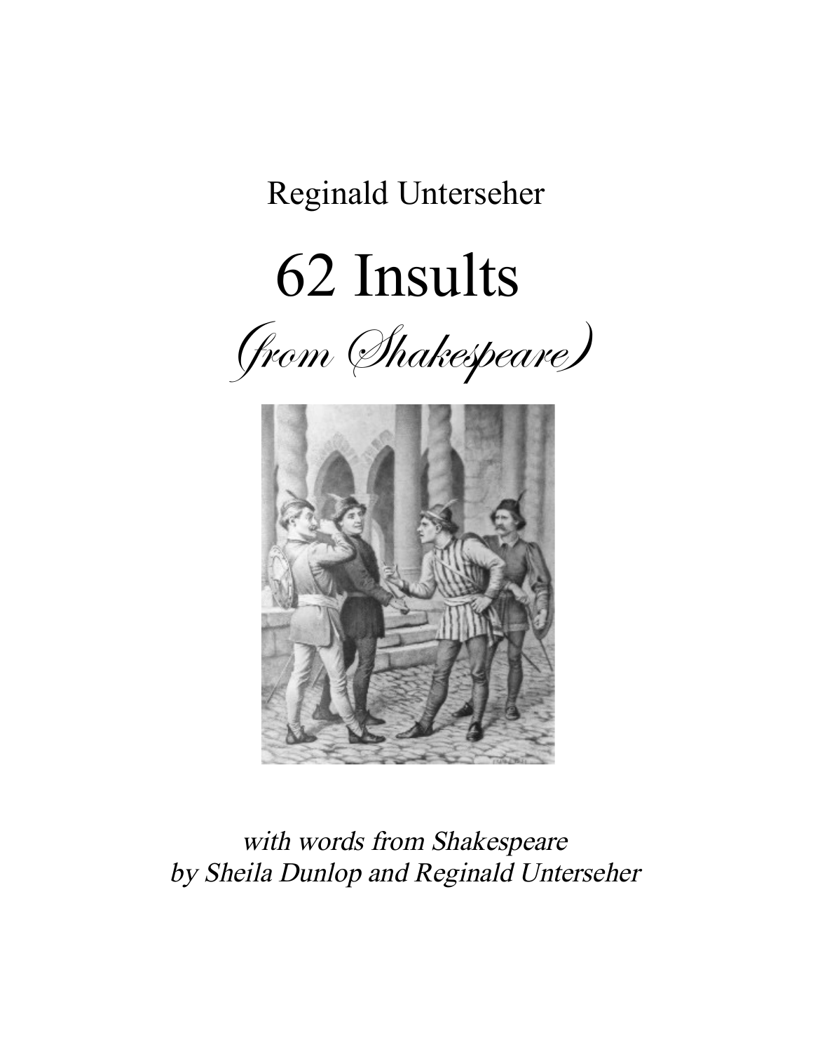Reginald Unterseher

# 62 Insults

## *(from Shakespeare)*

*with words from Shakespeare*
*by Sheila Dunlop and Reginald Unterseher*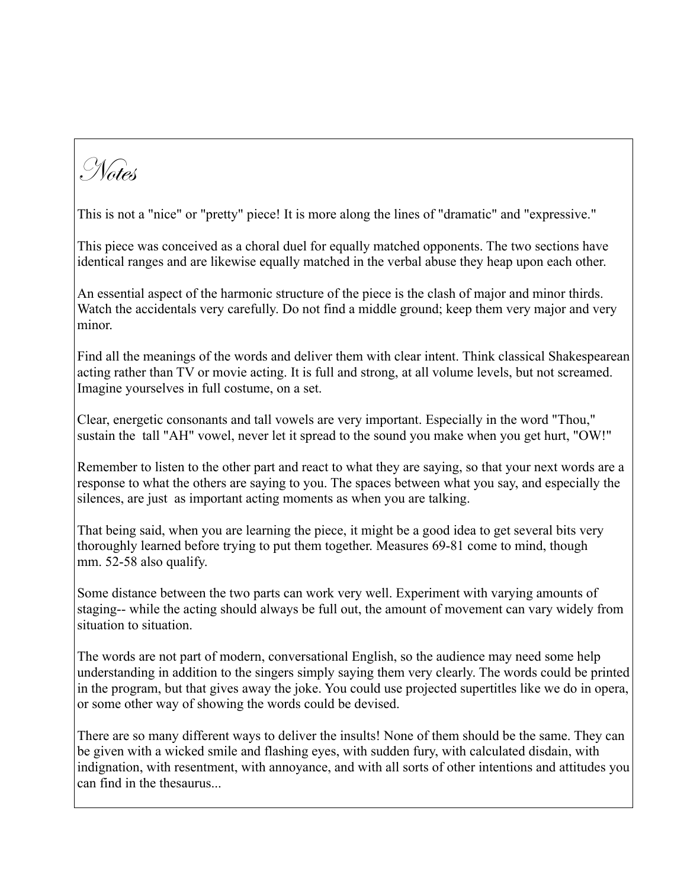# Notes

This is not a "nice" or "pretty" piece! It is more along the lines of "dramatic" and "expressive."

This piece was conceived as a choral duel for equally matched opponents. The two sections have identical ranges and are likewise equally matched in the verbal abuse they heap upon each other.

An essential aspect of the harmonic structure of the piece is the clash of major and minor thirds. Watch the accidentals very carefully. Do not find a middle ground; keep them very major and very minor.

Find all the meanings of the words and deliver them with clear intent. Think classical Shakespearean acting rather than TV or movie acting. It is full and strong, at all volume levels, but not screamed. Imagine yourselves in full costume, on a set.

Clear, energetic consonants and tall vowels are very important. Especially in the word "Thou," sustain the tall "AH" vowel, never let it spread to the sound you make when you get hurt, "OW!"

Remember to listen to the other part and react to what they are saying, so that your next words are a response to what the others are saying to you. The spaces between what you say, and especially the silences, are just as important acting moments as when you are talking.

That being said, when you are learning the piece, it might be a good idea to get several bits very thoroughly learned before trying to put them together. Measures 69-81 come to mind, though mm. 52-58 also qualify.

Some distance between the two parts can work very well. Experiment with varying amounts of staging-- while the acting should always be full out, the amount of movement can vary widely from situation to situation.

The words are not part of modern, conversational English, so the audience may need some help understanding in addition to the singers simply saying them very clearly. The words could be printed in the program, but that gives away the joke. You could use projected supertitles like we do in opera, or some other way of showing the words could be devised.

There are so many different ways to deliver the insults! None of them should be the same. They can be given with a wicked smile and flashing eyes, with sudden fury, with calculated disdain, with indignation, with resentment, with annoyance, and with all sorts of other intentions and attitudes you can find in the thesaurus...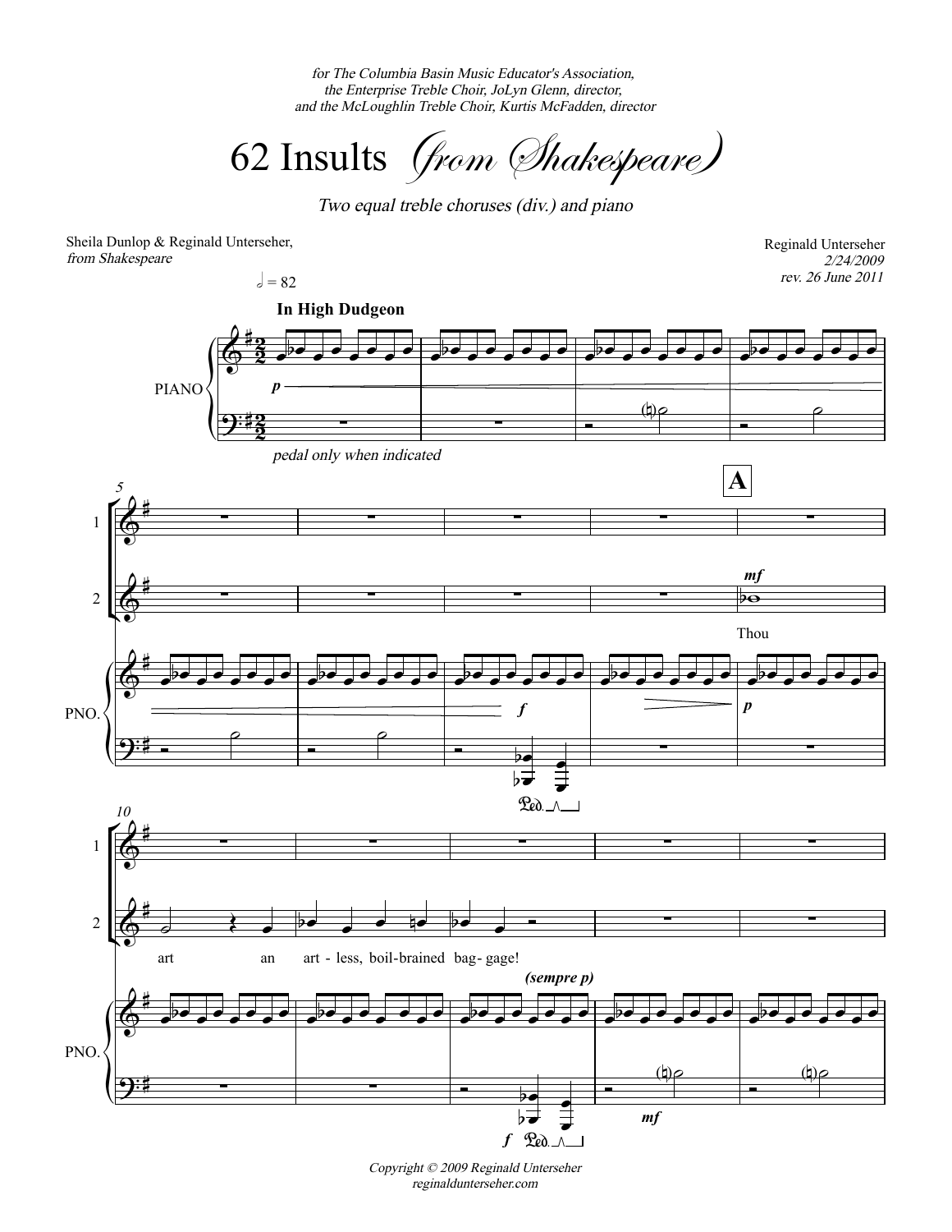*for The Columbia Basin Music Educator's Association,*
*the Enterprise Treble Choir, JoLyn Glenn, director,*
*and the McLoughlin Treble Choir, Kurtis McFadden, director*

# 62 Insults *(from Shakespeare)*

*Two equal treble choruses (div.) and piano*

Sheila Dunlop & Reginald Unterseher,
*from Shakespeare*

Reginald Unterseher
*2/24/2009*
*rev. 26 June 2011*

𝅗𝅥 = 82

**In High Dudgeon**

PIANO

*pedal only when indicated*

**A**

Thou art an art - less, boil-brained bag- gage!

*(sempre p)*

Copyright © 2009 Reginald Unterseher
reginaldunterseher.com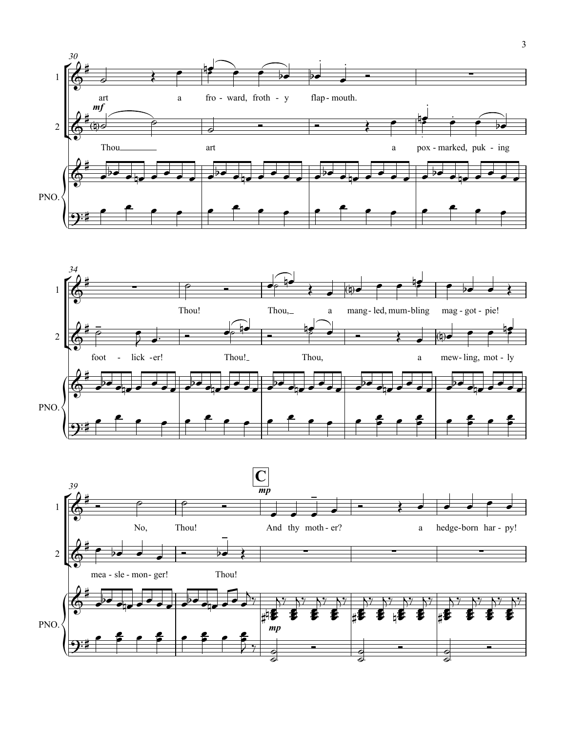30

1: art a fro - ward, froth - y flap - mouth.

2: *mf* Thou art a pox - marked, puk - ing

PNO.

34

1: Thou! Thou, a mang - led, mum - bling mag - got - pie!

2: foot - lick - er! Thou! Thou, a mew - ling, mot - ly

PNO.

39

**C**

1: No, Thou! *mp* And thy moth - er? a hedge - born har - py!

2: mea - sle - mon - ger! Thou!

PNO. *mp*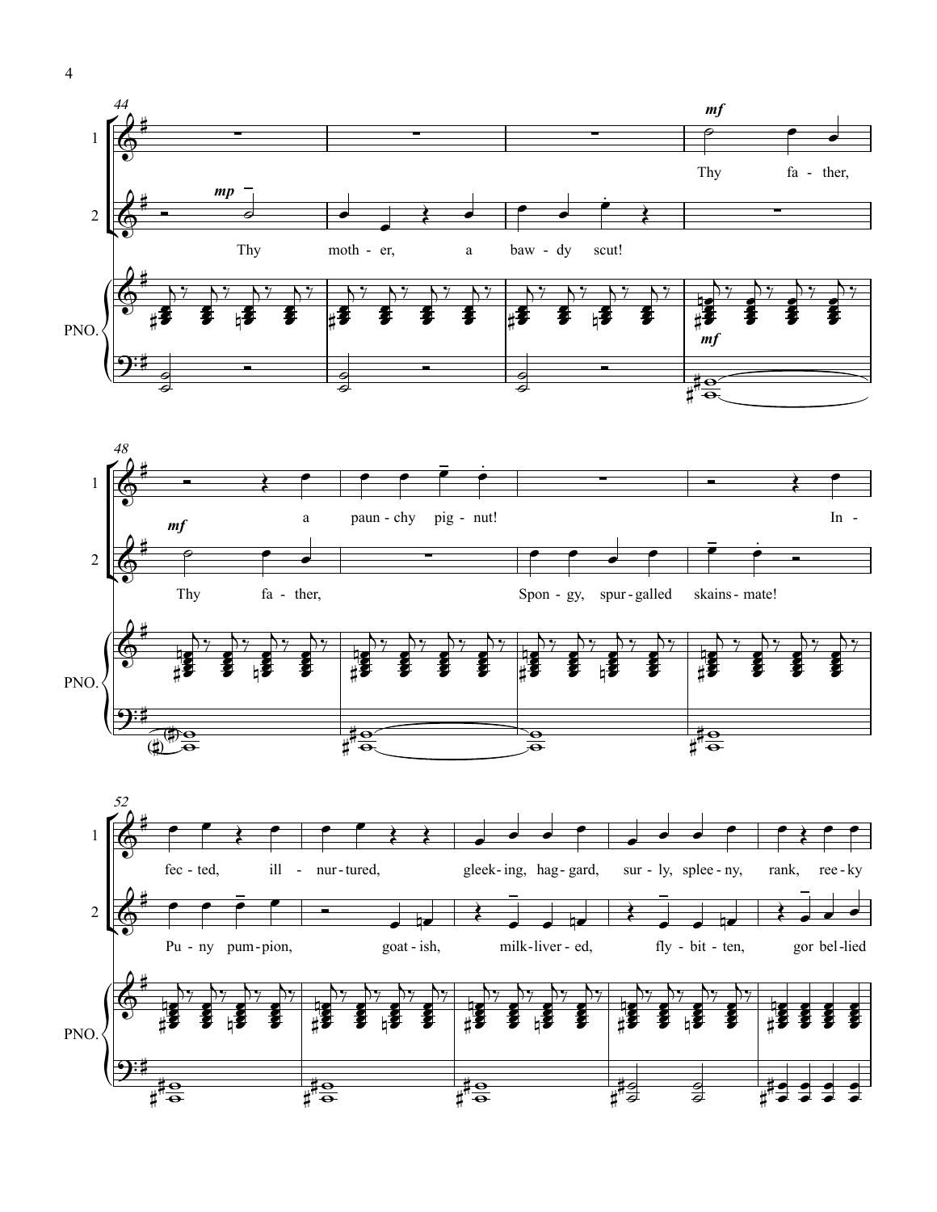44

mp

mf

Thy fa - ther,

Thy moth - er, a baw - dy scut!

PNO.

mf

48

mf

a paun - chy pig - nut! In -

Thy fa - ther, Spon - gy, spur - galled skains - mate!

PNO.

52

fec - ted, ill - nur - tured, gleek - ing, hag - gard, sur - ly, splee - ny, rank, ree - ky

Pu - ny pum - pion, goat - ish, milk - liver - ed, fly - bit - ten, gor bel - lied

PNO.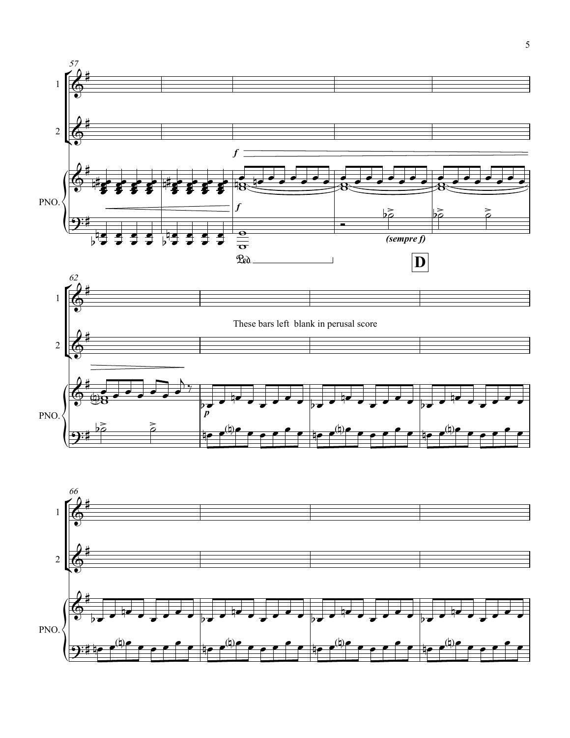These bars left blank in perusal score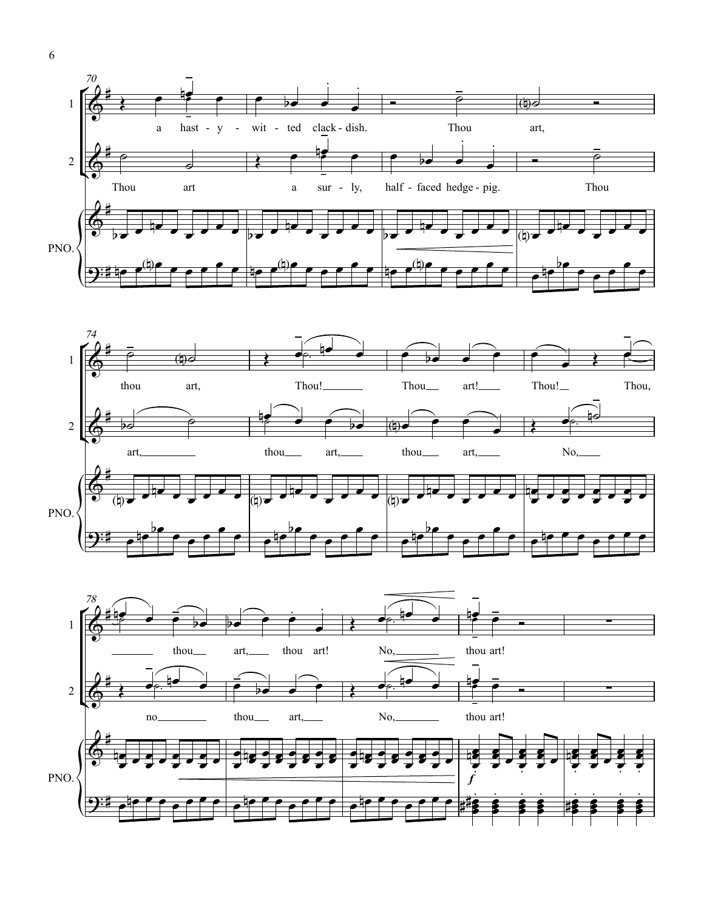70

1: a hast - y - wit - ted clack - dish. Thou art,

2: Thou art a sur - ly, half - faced hedge - pig. Thou

PNO.

74

1: thou art, Thou! Thou art! Thou! Thou,

2: art, thou art, thou art, No,

PNO.

78

1: thou art, thou art! No, thou art!

2: no thou art, No, thou art!

PNO.

*f*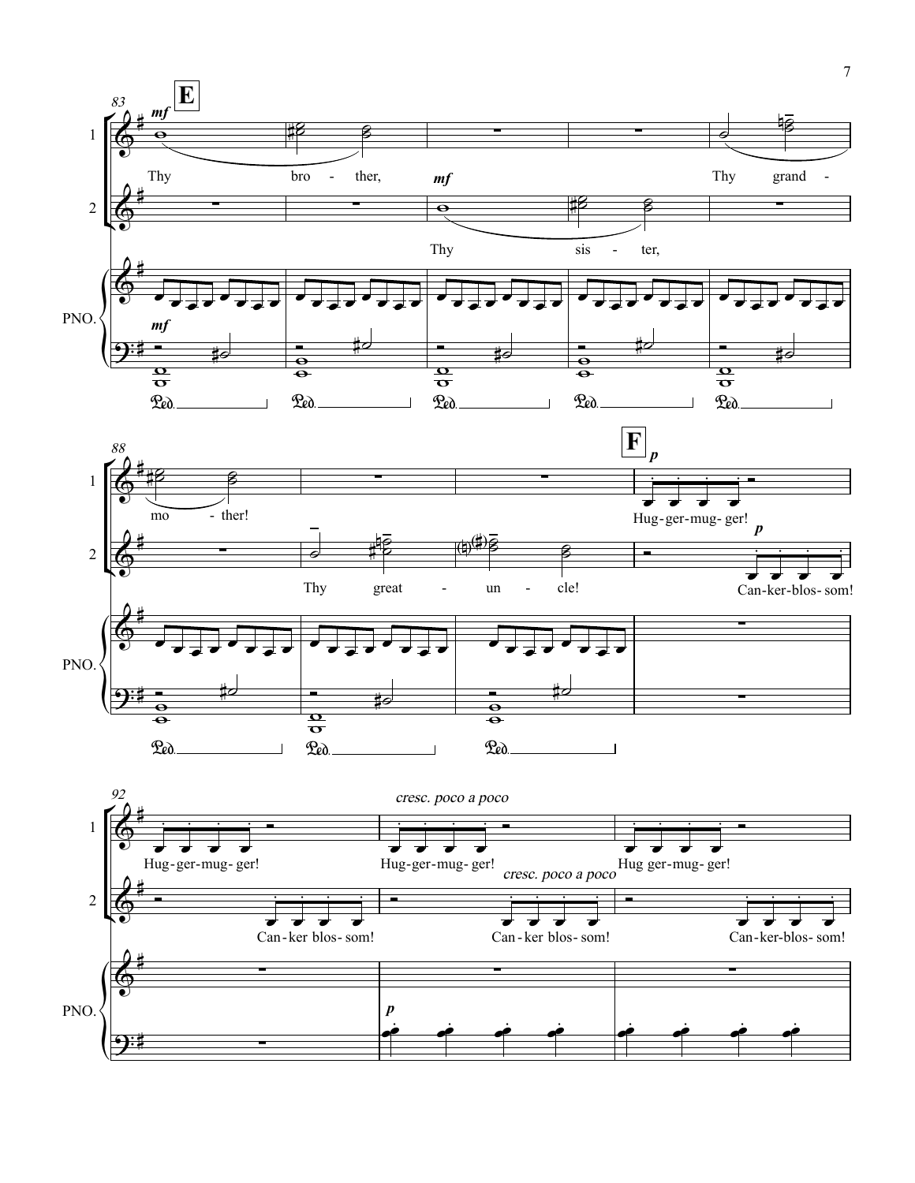**E**

*mf*

Thy bro - ther,

*mf*

Thy sis - ter,

Thy grand - mo - ther!

Thy great - un - cle!

**F**

*p*

Hug - ger - mug - ger!

*p*

Can - ker - blos - som!

*cresc. poco a poco*

Hug - ger - mug - ger! Hug - ger - mug - ger! Hug - ger - mug - ger!

*cresc. poco a poco*

Can - ker blos - som! Can - ker blos - som! Can - ker - blos - som!

PNO.

*mf*

*p*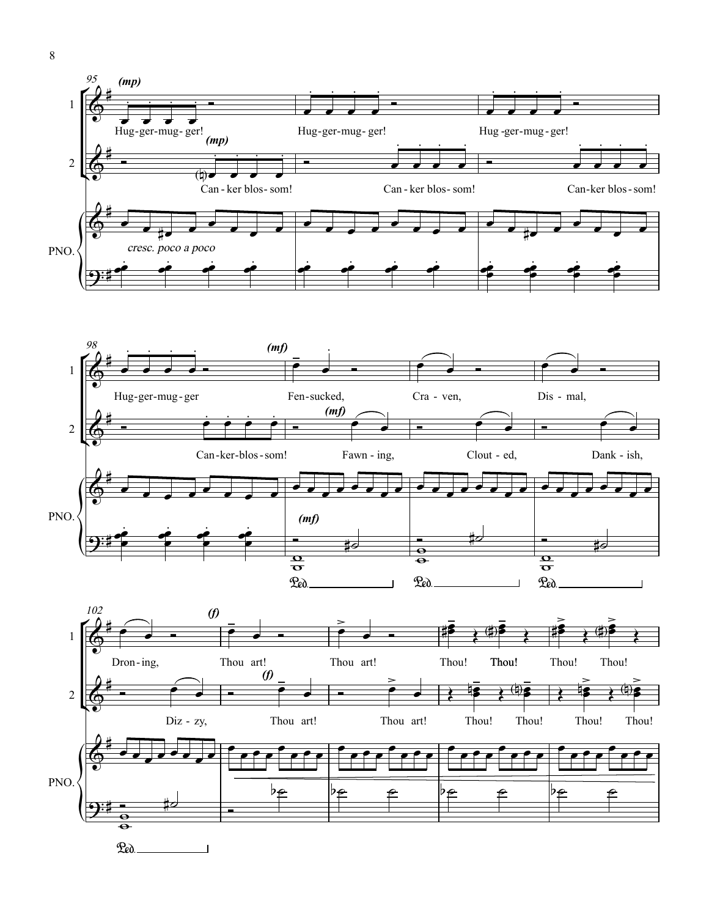95

**(mp)**

1: Hug-ger-mug-ger! Hug-ger-mug-ger! Hug-ger-mug-ger!

2: **(mp)** Can-ker blos-som! Can-ker blos-som! Can-ker blos-som!

PNO.: *cresc. poco a poco*

98

1: Hug-ger-mug-ger **(mf)** Fen-sucked, Cra-ven, Dis-mal,

2: Can-ker-blos-som! **(mf)** Fawn-ing, Clout-ed, Dank-ish,

PNO.: **(mf)** Ped. Ped. Ped.

102

1: Dron-ing, **(f)** Thou art! Thou art! Thou! Thou! Thou! Thou!

2: Diz-zy, **(f)** Thou art! Thou art! Thou! Thou! Thou! Thou!

PNO.: Ped.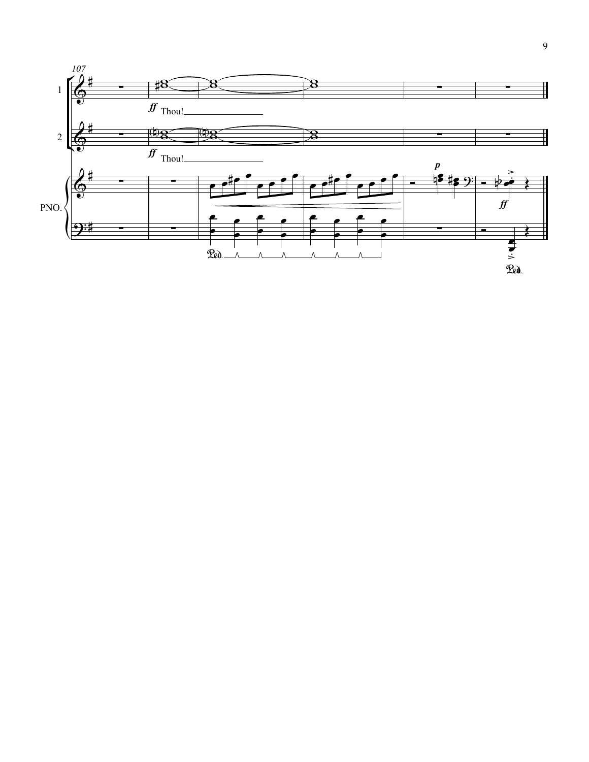107

1

2

*ff* Thou!

*ff* Thou!

PNO.

*p*

*ff*

Ped.

Ped.